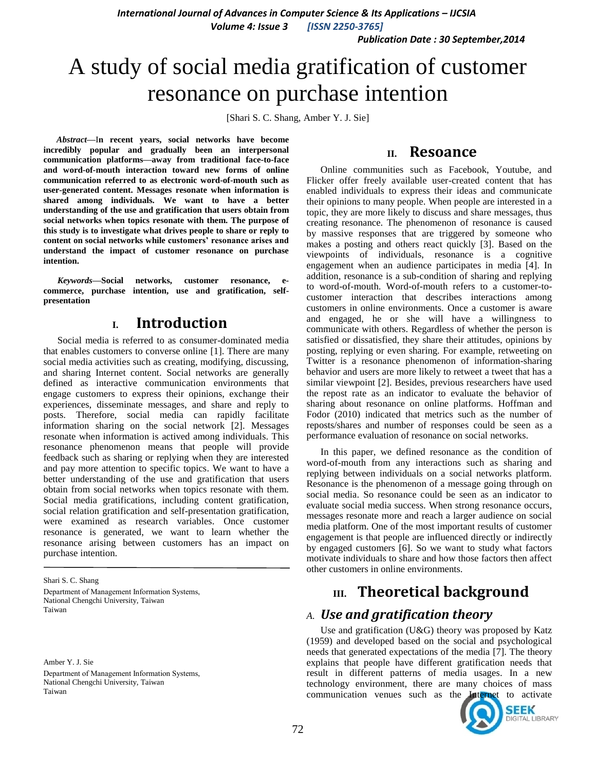# A study of social media gratification of customer resonance on purchase intention

[Shari S. C. Shang, Amber Y. J. Sie]

***Abstract*—In recent years, social networks have become incredibly popular and gradually been an interpersonal communication platforms—away from traditional face-to-face and word-of-mouth interaction toward new forms of online communication referred to as electronic word-of-mouth such as user-generated content. Messages resonate when information is shared among individuals. We want to have a better understanding of the use and gratification that users obtain from social networks when topics resonate with them. The purpose of this study is to investigate what drives people to share or reply to content on social networks while customers' resonance arises and understand the impact of customer resonance on purchase intention.**

***Keywords*—Social networks, customer resonance, e-commerce, purchase intention, use and gratification, self-presentation**

Shari S. C. Shang
Department of Management Information Systems,
National Chengchi University, Taiwan
Taiwan

Amber Y. J. Sie
Department of Management Information Systems,
National Chengchi University, Taiwan
Taiwan

## I. Introduction

Social media is referred to as consumer-dominated media that enables customers to converse online [1]. There are many social media activities such as creating, modifying, discussing, and sharing Internet content. Social networks are generally defined as interactive communication environments that engage customers to express their opinions, exchange their experiences, disseminate messages, and share and reply to posts. Therefore, social media can rapidly facilitate information sharing on the social network [2]. Messages resonate when information is actived among individuals. This resonance phenomenon means that people will provide feedback such as sharing or replying when they are interested and pay more attention to specific topics. We want to have a better understanding of the use and gratification that users obtain from social networks when topics resonate with them. Social media gratifications, including content gratification, social relation gratification and self-presentation gratification, were examined as research variables. Once customer resonance is generated, we want to learn whether the resonance arising between customers has an impact on purchase intention.

## II. Resoance

Online communities such as Facebook, Youtube, and Flicker offer freely available user-created content that has enabled individuals to express their ideas and communicate their opinions to many people. When people are interested in a topic, they are more likely to discuss and share messages, thus creating resonance. The phenomenon of resonance is caused by massive responses that are triggered by someone who makes a posting and others react quickly [3]. Based on the viewpoints of individuals, resonance is a cognitive engagement when an audience participates in media [4]. In addition, resonance is a sub-condition of sharing and replying to word-of-mouth. Word-of-mouth refers to a customer-to-customer interaction that describes interactions among customers in online environments. Once a customer is aware and engaged, he or she will have a willingness to communicate with others. Regardless of whether the person is satisfied or dissatisfied, they share their attitudes, opinions by posting, replying or even sharing. For example, retweeting on Twitter is a resonance phenomenon of information-sharing behavior and users are more likely to retweet a tweet that has a similar viewpoint [2]. Besides, previous researchers have used the repost rate as an indicator to evaluate the behavior of sharing about resonance on online platforms. Hoffman and Fodor (2010) indicated that metrics such as the number of reposts/shares and number of responses could be seen as a performance evaluation of resonance on social networks.

In this paper, we defined resonance as the condition of word-of-mouth from any interactions such as sharing and replying between individuals on a social networks platform. Resonance is the phenomenon of a message going through on social media. So resonance could be seen as an indicator to evaluate social media success. When strong resonance occurs, messages resonate more and reach a larger audience on social media platform. One of the most important results of customer engagement is that people are influenced directly or indirectly by engaged customers [6]. So we want to study what factors motivate individuals to share and how those factors then affect other customers in online environments.

## III. Theoretical background

### *A. Use and gratification theory*

Use and gratification (U&G) theory was proposed by Katz (1959) and developed based on the social and psychological needs that generated expectations of the media [7]. The theory explains that people have different gratification needs that result in different patterns of media usages. In a new technology environment, there are many choices of mass communication venues such as the Internet to activate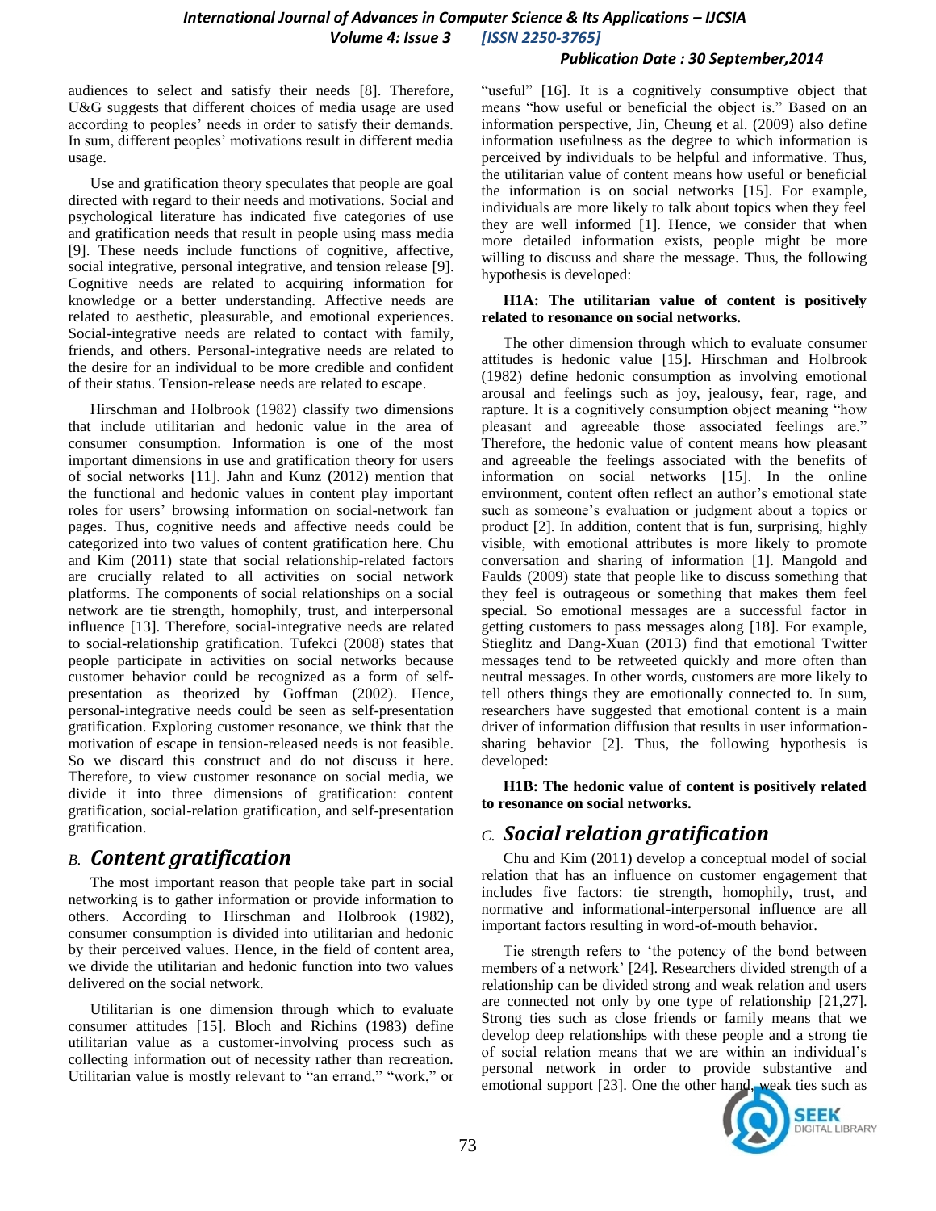audiences to select and satisfy their needs [8]. Therefore, U&G suggests that different choices of media usage are used according to peoples' needs in order to satisfy their demands. In sum, different peoples' motivations result in different media usage.

Use and gratification theory speculates that people are goal directed with regard to their needs and motivations. Social and psychological literature has indicated five categories of use and gratification needs that result in people using mass media [9]. These needs include functions of cognitive, affective, social integrative, personal integrative, and tension release [9]. Cognitive needs are related to acquiring information for knowledge or a better understanding. Affective needs are related to aesthetic, pleasurable, and emotional experiences. Social-integrative needs are related to contact with family, friends, and others. Personal-integrative needs are related to the desire for an individual to be more credible and confident of their status. Tension-release needs are related to escape.

Hirschman and Holbrook (1982) classify two dimensions that include utilitarian and hedonic value in the area of consumer consumption. Information is one of the most important dimensions in use and gratification theory for users of social networks [11]. Jahn and Kunz (2012) mention that the functional and hedonic values in content play important roles for users' browsing information on social-network fan pages. Thus, cognitive needs and affective needs could be categorized into two values of content gratification here. Chu and Kim (2011) state that social relationship-related factors are crucially related to all activities on social network platforms. The components of social relationships on a social network are tie strength, homophily, trust, and interpersonal influence [13]. Therefore, social-integrative needs are related to social-relationship gratification. Tufekci (2008) states that people participate in activities on social networks because customer behavior could be recognized as a form of self-presentation as theorized by Goffman (2002). Hence, personal-integrative needs could be seen as self-presentation gratification. Exploring customer resonance, we think that the motivation of escape in tension-released needs is not feasible. So we discard this construct and do not discuss it here. Therefore, to view customer resonance on social media, we divide it into three dimensions of gratification: content gratification, social-relation gratification, and self-presentation gratification.

## *B. Content gratification*

The most important reason that people take part in social networking is to gather information or provide information to others. According to Hirschman and Holbrook (1982), consumer consumption is divided into utilitarian and hedonic by their perceived values. Hence, in the field of content area, we divide the utilitarian and hedonic function into two values delivered on the social network.

Utilitarian is one dimension through which to evaluate consumer attitudes [15]. Bloch and Richins (1983) define utilitarian value as a customer-involving process such as collecting information out of necessity rather than recreation. Utilitarian value is mostly relevant to "an errand," "work," or "useful" [16]. It is a cognitively consumptive object that means "how useful or beneficial the object is." Based on an information perspective, Jin, Cheung et al. (2009) also define information usefulness as the degree to which information is perceived by individuals to be helpful and informative. Thus, the utilitarian value of content means how useful or beneficial the information is on social networks [15]. For example, individuals are more likely to talk about topics when they feel they are well informed [1]. Hence, we consider that when more detailed information exists, people might be more willing to discuss and share the message. Thus, the following hypothesis is developed:

**H1A: The utilitarian value of content is positively related to resonance on social networks.**

The other dimension through which to evaluate consumer attitudes is hedonic value [15]. Hirschman and Holbrook (1982) define hedonic consumption as involving emotional arousal and feelings such as joy, jealousy, fear, rage, and rapture. It is a cognitively consumption object meaning "how pleasant and agreeable those associated feelings are." Therefore, the hedonic value of content means how pleasant and agreeable the feelings associated with the benefits of information on social networks [15]. In the online environment, content often reflect an author's emotional state such as someone's evaluation or judgment about a topics or product [2]. In addition, content that is fun, surprising, highly visible, with emotional attributes is more likely to promote conversation and sharing of information [1]. Mangold and Faulds (2009) state that people like to discuss something that they feel is outrageous or something that makes them feel special. So emotional messages are a successful factor in getting customers to pass messages along [18]. For example, Stieglitz and Dang-Xuan (2013) find that emotional Twitter messages tend to be retweeted quickly and more often than neutral messages. In other words, customers are more likely to tell others things they are emotionally connected to. In sum, researchers have suggested that emotional content is a main driver of information diffusion that results in user information-sharing behavior [2]. Thus, the following hypothesis is developed:

**H1B: The hedonic value of content is positively related to resonance on social networks.**

## *C. Social relation gratification*

Chu and Kim (2011) develop a conceptual model of social relation that has an influence on customer engagement that includes five factors: tie strength, homophily, trust, and normative and informational-interpersonal influence are all important factors resulting in word-of-mouth behavior.

Tie strength refers to 'the potency of the bond between members of a network' [24]. Researchers divided strength of a relationship can be divided strong and weak relation and users are connected not only by one type of relationship [21,27]. Strong ties such as close friends or family means that we develop deep relationships with these people and a strong tie of social relation means that we are within an individual's personal network in order to provide substantive and emotional support [23]. One the other hand, weak ties such as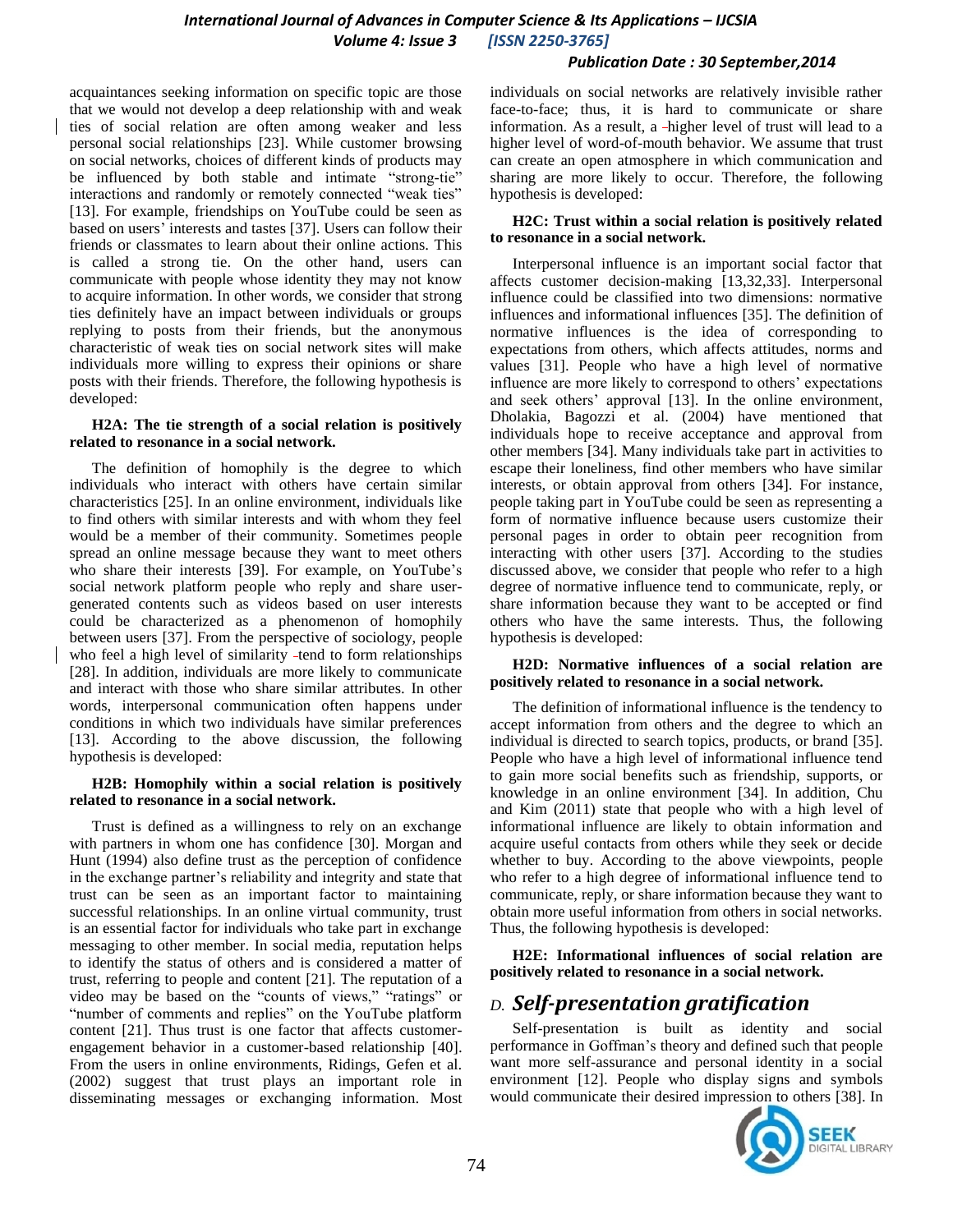acquaintances seeking information on specific topic are those that we would not develop a deep relationship with and weak ties of social relation are often among weaker and less personal social relationships [23]. While customer browsing on social networks, choices of different kinds of products may be influenced by both stable and intimate "strong-tie" interactions and randomly or remotely connected "weak ties" [13]. For example, friendships on YouTube could be seen as based on users' interests and tastes [37]. Users can follow their friends or classmates to learn about their online actions. This is called a strong tie. On the other hand, users can communicate with people whose identity they may not know to acquire information. In other words, we consider that strong ties definitely have an impact between individuals or groups replying to posts from their friends, but the anonymous characteristic of weak ties on social network sites will make individuals more willing to express their opinions or share posts with their friends. Therefore, the following hypothesis is developed:

**H2A: The tie strength of a social relation is positively related to resonance in a social network.**

The definition of homophily is the degree to which individuals who interact with others have certain similar characteristics [25]. In an online environment, individuals like to find others with similar interests and with whom they feel would be a member of their community. Sometimes people spread an online message because they want to meet others who share their interests [39]. For example, on YouTube's social network platform people who reply and share user-generated contents such as videos based on user interests could be characterized as a phenomenon of homophily between users [37]. From the perspective of sociology, people who feel a high level of similarity tend to form relationships [28]. In addition, individuals are more likely to communicate and interact with those who share similar attributes. In other words, interpersonal communication often happens under conditions in which two individuals have similar preferences [13]. According to the above discussion, the following hypothesis is developed:

**H2B: Homophily within a social relation is positively related to resonance in a social network.**

Trust is defined as a willingness to rely on an exchange with partners in whom one has confidence [30]. Morgan and Hunt (1994) also define trust as the perception of confidence in the exchange partner's reliability and integrity and state that trust can be seen as an important factor to maintaining successful relationships. In an online virtual community, trust is an essential factor for individuals who take part in exchange messaging to other member. In social media, reputation helps to identify the status of others and is considered a matter of trust, referring to people and content [21]. The reputation of a video may be based on the "counts of views," "ratings" or "number of comments and replies" on the YouTube platform content [21]. Thus trust is one factor that affects customer-engagement behavior in a customer-based relationship [40]. From the users in online environments, Ridings, Gefen et al. (2002) suggest that trust plays an important role in disseminating messages or exchanging information. Most individuals on social networks are relatively invisible rather face-to-face; thus, it is hard to communicate or share information. As a result, a higher level of trust will lead to a higher level of word-of-mouth behavior. We assume that trust can create an open atmosphere in which communication and sharing are more likely to occur. Therefore, the following hypothesis is developed:

**H2C: Trust within a social relation is positively related to resonance in a social network.**

Interpersonal influence is an important social factor that affects customer decision-making [13,32,33]. Interpersonal influence could be classified into two dimensions: normative influences and informational influences [35]. The definition of normative influences is the idea of corresponding to expectations from others, which affects attitudes, norms and values [31]. People who have a high level of normative influence are more likely to correspond to others' expectations and seek others' approval [13]. In the online environment, Dholakia, Bagozzi et al. (2004) have mentioned that individuals hope to receive acceptance and approval from other members [34]. Many individuals take part in activities to escape their loneliness, find other members who have similar interests, or obtain approval from others [34]. For instance, people taking part in YouTube could be seen as representing a form of normative influence because users customize their personal pages in order to obtain peer recognition from interacting with other users [37]. According to the studies discussed above, we consider that people who refer to a high degree of normative influence tend to communicate, reply, or share information because they want to be accepted or find others who have the same interests. Thus, the following hypothesis is developed:

**H2D: Normative influences of a social relation are positively related to resonance in a social network.**

The definition of informational influence is the tendency to accept information from others and the degree to which an individual is directed to search topics, products, or brand [35]. People who have a high level of informational influence tend to gain more social benefits such as friendship, supports, or knowledge in an online environment [34]. In addition, Chu and Kim (2011) state that people who with a high level of informational influence are likely to obtain information and acquire useful contacts from others while they seek or decide whether to buy. According to the above viewpoints, people who refer to a high degree of informational influence tend to communicate, reply, or share information because they want to obtain more useful information from others in social networks. Thus, the following hypothesis is developed:

**H2E: Informational influences of social relation are positively related to resonance in a social network.**

## *D. Self-presentation gratification*

Self-presentation is built as identity and social performance in Goffman's theory and defined such that people want more self-assurance and personal identity in a social environment [12]. People who display signs and symbols would communicate their desired impression to others [38]. In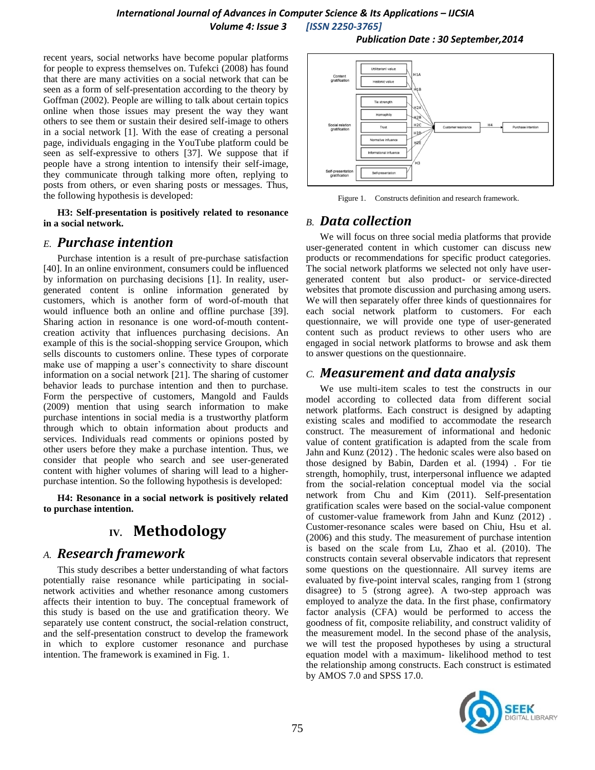recent years, social networks have become popular platforms for people to express themselves on. Tufekci (2008) has found that there are many activities on a social network that can be seen as a form of self-presentation according to the theory by Goffman (2002). People are willing to talk about certain topics online when those issues may present the way they want others to see them or sustain their desired self-image to others in a social network [1]. With the ease of creating a personal page, individuals engaging in the YouTube platform could be seen as self-expressive to others [37]. We suppose that if people have a strong intention to intensify their self-image, they communicate through talking more often, replying to posts from others, or even sharing posts or messages. Thus, the following hypothesis is developed:

**H3: Self-presentation is positively related to resonance in a social network.**

### E. *Purchase intention*

Purchase intention is a result of pre-purchase satisfaction [40]. In an online environment, consumers could be influenced by information on purchasing decisions [1]. In reality, user-generated content is online information generated by customers, which is another form of word-of-mouth that would influence both an online and offline purchase [39]. Sharing action in resonance is one word-of-mouth content-creation activity that influences purchasing decisions. An example of this is the social-shopping service Groupon, which sells discounts to customers online. These types of corporate make use of mapping a user's connectivity to share discount information on a social network [21]. The sharing of customer behavior leads to purchase intention and then to purchase. Form the perspective of customers, Mangold and Faulds (2009) mention that using search information to make purchase intentions in social media is a trustworthy platform through which to obtain information about products and services. Individuals read comments or opinions posted by other users before they make a purchase intention. Thus, we consider that people who search and see user-generated content with higher volumes of sharing will lead to a higher-purchase intention. So the following hypothesis is developed:

**H4: Resonance in a social network is positively related to purchase intention.**

## IV. Methodology

### A. *Research framework*

This study describes a better understanding of what factors potentially raise resonance while participating in social-network activities and whether resonance among customers affects their intention to buy. The conceptual framework of this study is based on the use and gratification theory. We separately use content construct, the social-relation construct, and the self-presentation construct to develop the framework in which to explore customer resonance and purchase intention. The framework is examined in Fig. 1.

Figure 1. Constructs definition and research framework.

### B. *Data collection*

We will focus on three social media platforms that provide user-generated content in which customer can discuss new products or recommendations for specific product categories. The social network platforms we selected not only have user-generated content but also product- or service-directed websites that promote discussion and purchasing among users. We will then separately offer three kinds of questionnaires for each social network platform to customers. For each questionnaire, we will provide one type of user-generated content such as product reviews to other users who are engaged in social network platforms to browse and ask them to answer questions on the questionnaire.

### C. *Measurement and data analysis*

We use multi-item scales to test the constructs in our model according to collected data from different social network platforms. Each construct is designed by adapting existing scales and modified to accommodate the research construct. The measurement of informational and hedonic value of content gratification is adapted from the scale from Jahn and Kunz (2012) . The hedonic scales were also based on those designed by Babin, Darden et al. (1994) . For tie strength, homophily, trust, interpersonal influence we adapted from the social-relation conceptual model via the social network from Chu and Kim (2011). Self-presentation gratification scales were based on the social-value component of customer-value framework from Jahn and Kunz (2012) . Customer-resonance scales were based on Chiu, Hsu et al. (2006) and this study. The measurement of purchase intention is based on the scale from Lu, Zhao et al. (2010). The constructs contain several observable indicators that represent some questions on the questionnaire. All survey items are evaluated by five-point interval scales, ranging from 1 (strong disagree) to 5 (strong agree). A two-step approach was employed to analyze the data. In the first phase, confirmatory factor analysis (CFA) would be performed to access the goodness of fit, composite reliability, and construct validity of the measurement model. In the second phase of the analysis, we will test the proposed hypotheses by using a structural equation model with a maximum- likelihood method to test the relationship among constructs. Each construct is estimated by AMOS 7.0 and SPSS 17.0.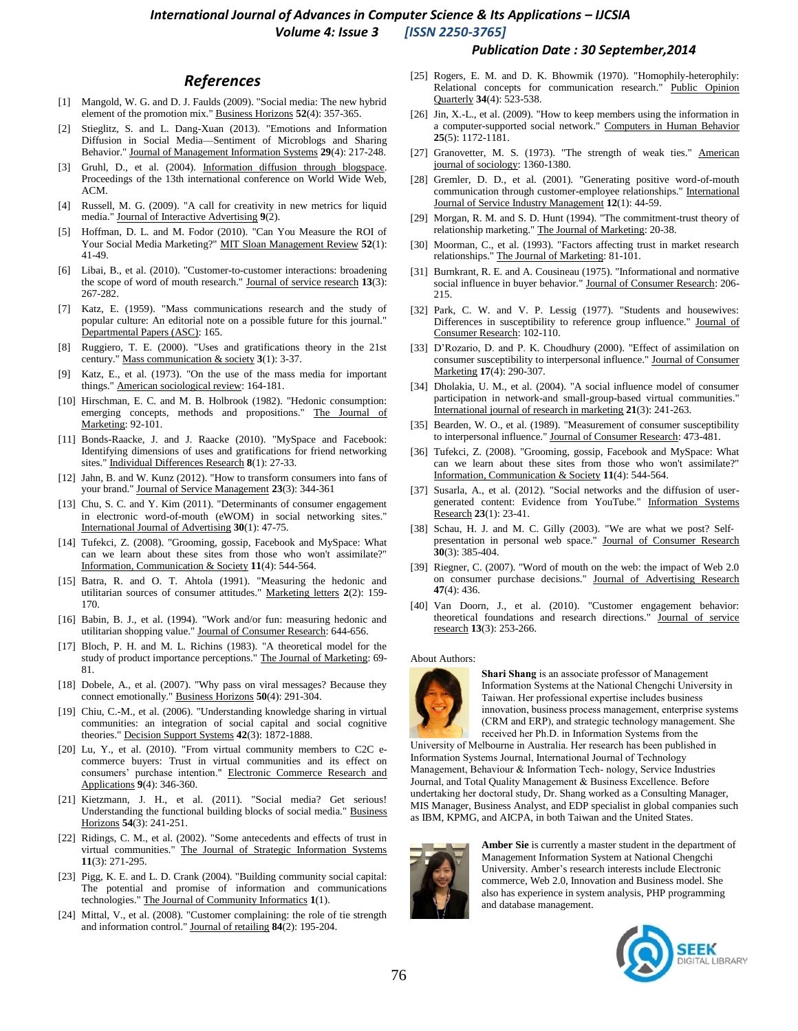## References

[1] Mangold, W. G. and D. J. Faulds (2009). "Social media: The new hybrid element of the promotion mix." Business Horizons **52**(4): 357-365.

[2] Stieglitz, S. and L. Dang-Xuan (2013). "Emotions and Information Diffusion in Social Media—Sentiment of Microblogs and Sharing Behavior." Journal of Management Information Systems **29**(4): 217-248.

[3] Gruhl, D., et al. (2004). Information diffusion through blogspace. Proceedings of the 13th international conference on World Wide Web, ACM.

[4] Russell, M. G. (2009). "A call for creativity in new metrics for liquid media." Journal of Interactive Advertising **9**(2).

[5] Hoffman, D. L. and M. Fodor (2010). "Can You Measure the ROI of Your Social Media Marketing?" MIT Sloan Management Review **52**(1): 41-49.

[6] Libai, B., et al. (2010). "Customer-to-customer interactions: broadening the scope of word of mouth research." Journal of service research **13**(3): 267-282.

[7] Katz, E. (1959). "Mass communications research and the study of popular culture: An editorial note on a possible future for this journal." Departmental Papers (ASC): 165.

[8] Ruggiero, T. E. (2000). "Uses and gratifications theory in the 21st century." Mass communication & society **3**(1): 3-37.

[9] Katz, E., et al. (1973). "On the use of the mass media for important things." American sociological review: 164-181.

[10] Hirschman, E. C. and M. B. Holbrook (1982). "Hedonic consumption: emerging concepts, methods and propositions." The Journal of Marketing: 92-101.

[11] Bonds-Raacke, J. and J. Raacke (2010). "MySpace and Facebook: Identifying dimensions of uses and gratifications for friend networking sites." Individual Differences Research **8**(1): 27-33.

[12] Jahn, B. and W. Kunz (2012). "How to transform consumers into fans of your brand." Journal of Service Management **23**(3): 344-361

[13] Chu, S. C. and Y. Kim (2011). "Determinants of consumer engagement in electronic word-of-mouth (eWOM) in social networking sites." International Journal of Advertising **30**(1): 47-75.

[14] Tufekci, Z. (2008). "Grooming, gossip, Facebook and MySpace: What can we learn about these sites from those who won't assimilate?" Information, Communication & Society **11**(4): 544-564.

[15] Batra, R. and O. T. Ahtola (1991). "Measuring the hedonic and utilitarian sources of consumer attitudes." Marketing letters **2**(2): 159-170.

[16] Babin, B. J., et al. (1994). "Work and/or fun: measuring hedonic and utilitarian shopping value." Journal of Consumer Research: 644-656.

[17] Bloch, P. H. and M. L. Richins (1983). "A theoretical model for the study of product importance perceptions." The Journal of Marketing: 69-81.

[18] Dobele, A., et al. (2007). "Why pass on viral messages? Because they connect emotionally." Business Horizons **50**(4): 291-304.

[19] Chiu, C.-M., et al. (2006). "Understanding knowledge sharing in virtual communities: an integration of social capital and social cognitive theories." Decision Support Systems **42**(3): 1872-1888.

[20] Lu, Y., et al. (2010). "From virtual community members to C2C e-commerce buyers: Trust in virtual communities and its effect on consumers' purchase intention." Electronic Commerce Research and Applications **9**(4): 346-360.

[21] Kietzmann, J. H., et al. (2011). "Social media? Get serious! Understanding the functional building blocks of social media." Business Horizons **54**(3): 241-251.

[22] Ridings, C. M., et al. (2002). "Some antecedents and effects of trust in virtual communities." The Journal of Strategic Information Systems **11**(3): 271-295.

[23] Pigg, K. E. and L. D. Crank (2004). "Building community social capital: The potential and promise of information and communications technologies." The Journal of Community Informatics **1**(1).

[24] Mittal, V., et al. (2008). "Customer complaining: the role of tie strength and information control." Journal of retailing **84**(2): 195-204.

[25] Rogers, E. M. and D. K. Bhowmik (1970). "Homophily-heterophily: Relational concepts for communication research." Public Opinion Quarterly **34**(4): 523-538.

[26] Jin, X.-L., et al. (2009). "How to keep members using the information in a computer-supported social network." Computers in Human Behavior **25**(5): 1172-1181.

[27] Granovetter, M. S. (1973). "The strength of weak ties." American journal of sociology: 1360-1380.

[28] Gremler, D. D., et al. (2001). "Generating positive word-of-mouth communication through customer-employee relationships." International Journal of Service Industry Management **12**(1): 44-59.

[29] Morgan, R. M. and S. D. Hunt (1994). "The commitment-trust theory of relationship marketing." The Journal of Marketing: 20-38.

[30] Moorman, C., et al. (1993). "Factors affecting trust in market research relationships." The Journal of Marketing: 81-101.

[31] Burnkrant, R. E. and A. Cousineau (1975). "Informational and normative social influence in buyer behavior." Journal of Consumer Research: 206-215.

[32] Park, C. W. and V. P. Lessig (1977). "Students and housewives: Differences in susceptibility to reference group influence." Journal of Consumer Research: 102-110.

[33] D'Rozario, D. and P. K. Choudhury (2000). "Effect of assimilation on consumer susceptibility to interpersonal influence." Journal of Consumer Marketing **17**(4): 290-307.

[34] Dholakia, U. M., et al. (2004). "A social influence model of consumer participation in network-and small-group-based virtual communities." International journal of research in marketing **21**(3): 241-263.

[35] Bearden, W. O., et al. (1989). "Measurement of consumer susceptibility to interpersonal influence." Journal of Consumer Research: 473-481.

[36] Tufekci, Z. (2008). "Grooming, gossip, Facebook and MySpace: What can we learn about these sites from those who won't assimilate?" Information, Communication & Society **11**(4): 544-564.

[37] Susarla, A., et al. (2012). "Social networks and the diffusion of user-generated content: Evidence from YouTube." Information Systems Research **23**(1): 23-41.

[38] Schau, H. J. and M. C. Gilly (2003). "We are what we post? Self-presentation in personal web space." Journal of Consumer Research **30**(3): 385-404.

[39] Riegner, C. (2007). "Word of mouth on the web: the impact of Web 2.0 on consumer purchase decisions." Journal of Advertising Research **47**(4): 436.

[40] Van Doorn, J., et al. (2010). "Customer engagement behavior: theoretical foundations and research directions." Journal of service research **13**(3): 253-266.

About Authors:

**Shari Shang** is an associate professor of Management Information Systems at the National Chengchi University in Taiwan. Her professional expertise includes business innovation, business process management, enterprise systems (CRM and ERP), and strategic technology management. She received her Ph.D. in Information Systems from the University of Melbourne in Australia. Her research has been published in Information Systems Journal, International Journal of Technology Management, Behaviour & Information Tech- nology, Service Industries Journal, and Total Quality Management & Business Excellence. Before undertaking her doctoral study, Dr. Shang worked as a Consulting Manager, MIS Manager, Business Analyst, and EDP specialist in global companies such as IBM, KPMG, and AICPA, in both Taiwan and the United States.

**Amber Sie** is currently a master student in the department of Management Information System at National Chengchi University. Amber's research interests include Electronic commerce, Web 2.0, Innovation and Business model. She also has experience in system analysis, PHP programming and database management.